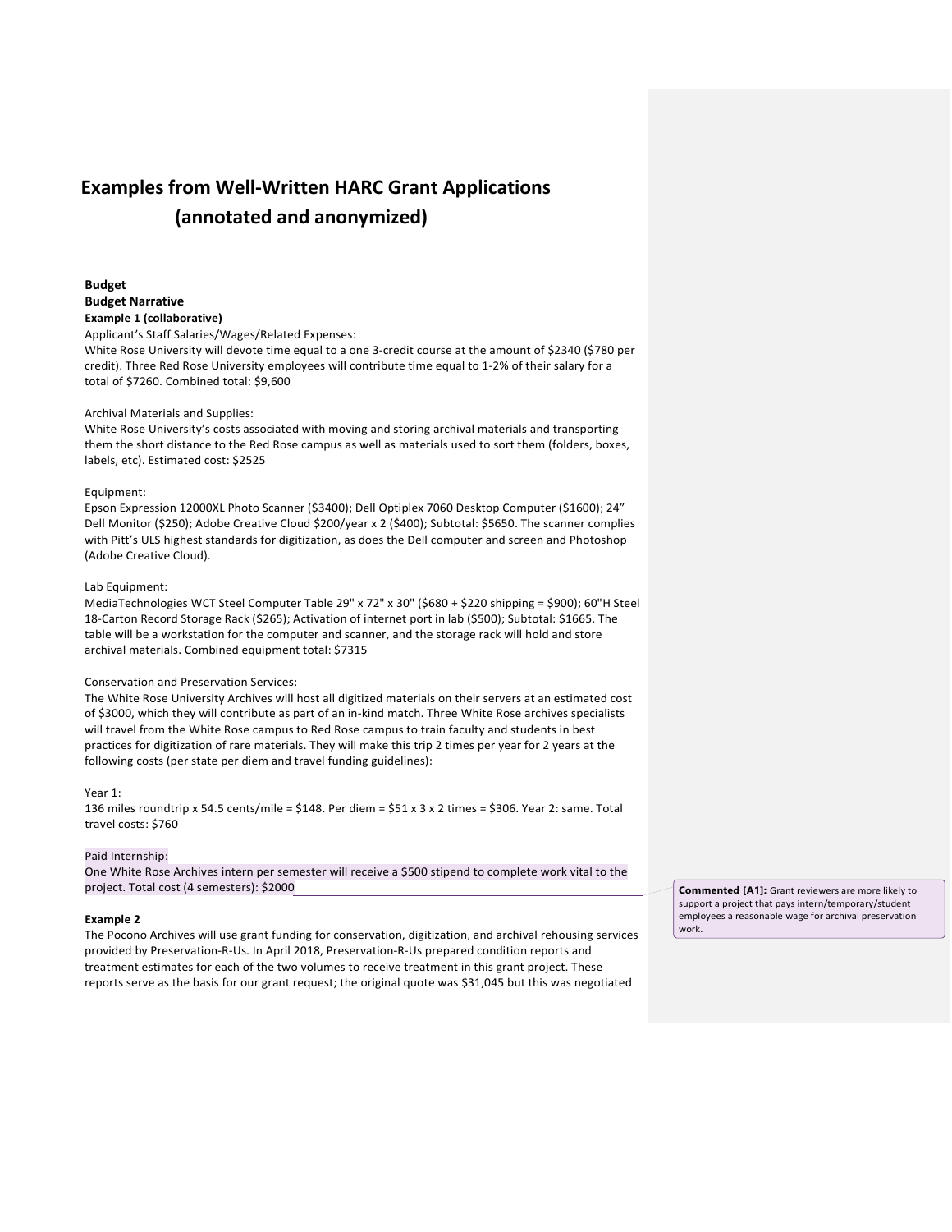# Examples from Well-Written HARC Grant Applications (annotated and anonymized)

**Budget**

**Budget Narrative**

**Example 1 (collaborative)**

Applicant's Staff Salaries/Wages/Related Expenses:
White Rose University will devote time equal to a one 3-credit course at the amount of $2340 ($780 per credit). Three Red Rose University employees will contribute time equal to 1-2% of their salary for a total of $7260. Combined total: $9,600

Archival Materials and Supplies:
White Rose University's costs associated with moving and storing archival materials and transporting them the short distance to the Red Rose campus as well as materials used to sort them (folders, boxes, labels, etc). Estimated cost: $2525

Equipment:
Epson Expression 12000XL Photo Scanner ($3400); Dell Optiplex 7060 Desktop Computer ($1600); 24" Dell Monitor ($250); Adobe Creative Cloud $200/year x 2 ($400); Subtotal: $5650. The scanner complies with Pitt's ULS highest standards for digitization, as does the Dell computer and screen and Photoshop (Adobe Creative Cloud).

Lab Equipment:
MediaTechnologies WCT Steel Computer Table 29" x 72" x 30" ($680 + $220 shipping = $900); 60"H Steel 18-Carton Record Storage Rack ($265); Activation of internet port in lab ($500); Subtotal: $1665. The table will be a workstation for the computer and scanner, and the storage rack will hold and store archival materials. Combined equipment total: $7315

Conservation and Preservation Services:
The White Rose University Archives will host all digitized materials on their servers at an estimated cost of $3000, which they will contribute as part of an in-kind match. Three White Rose archives specialists will travel from the White Rose campus to Red Rose campus to train faculty and students in best practices for digitization of rare materials. They will make this trip 2 times per year for 2 years at the following costs (per state per diem and travel funding guidelines):

Year 1:
136 miles roundtrip x 54.5 cents/mile = $148. Per diem = $51 x 3 x 2 times = $306. Year 2: same. Total travel costs: $760

Paid Internship:
One White Rose Archives intern per semester will receive a $500 stipend to complete work vital to the project. Total cost (4 semesters): $2000

> **Commented [A1]:** Grant reviewers are more likely to support a project that pays intern/temporary/student employees a reasonable wage for archival preservation work.

**Example 2**

The Pocono Archives will use grant funding for conservation, digitization, and archival rehousing services provided by Preservation-R-Us. In April 2018, Preservation-R-Us prepared condition reports and treatment estimates for each of the two volumes to receive treatment in this grant project. These reports serve as the basis for our grant request; the original quote was $31,045 but this was negotiated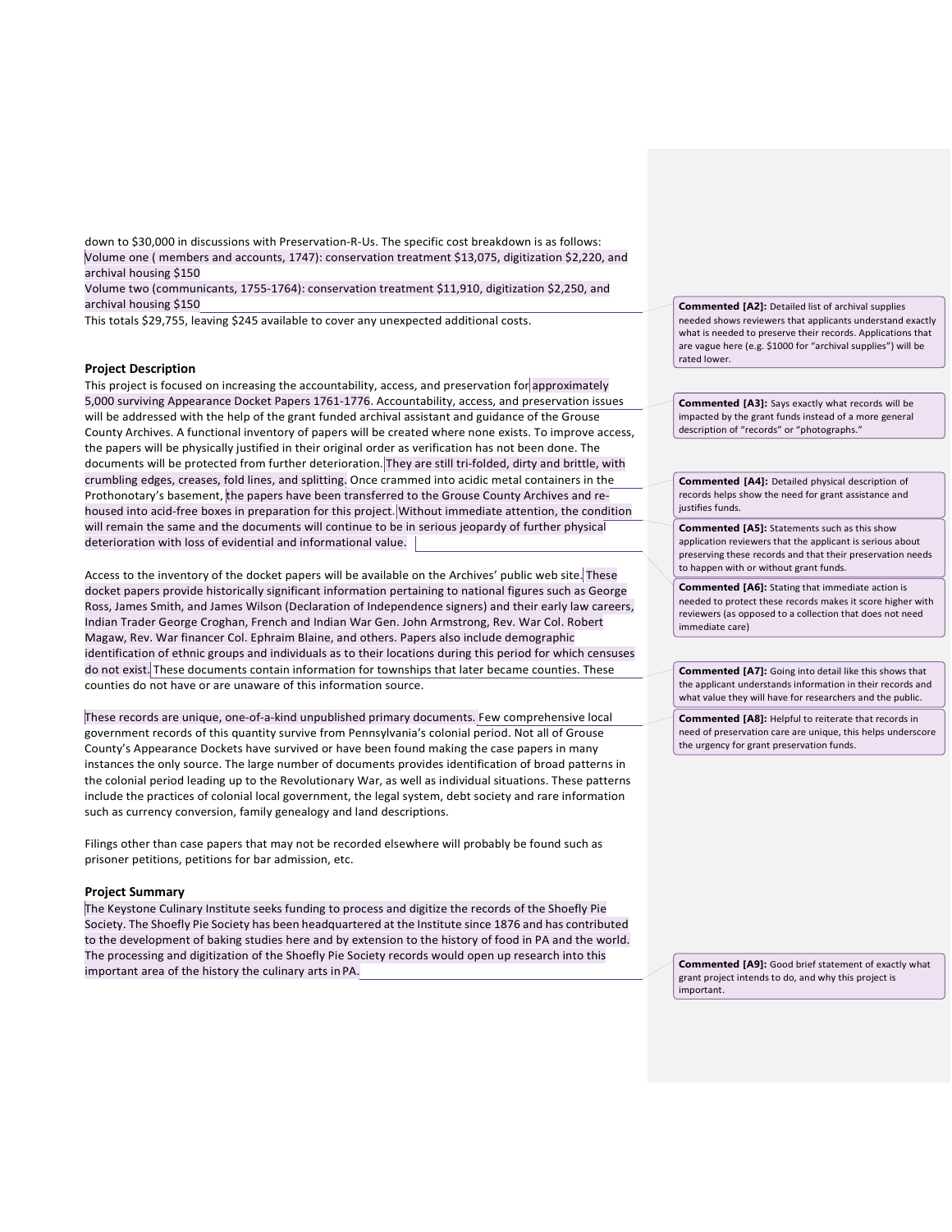down to $30,000 in discussions with Preservation-R-Us. The specific cost breakdown is as follows:
Volume one ( members and accounts, 1747): conservation treatment $13,075, digitization $2,220, and archival housing $150
Volume two (communicants, 1755-1764): conservation treatment $11,910, digitization $2,250, and archival housing $150
This totals $29,755, leaving $245 available to cover any unexpected additional costs.

> **Commented [A2]:** Detailed list of archival supplies needed shows reviewers that applicants understand exactly what is needed to preserve their records. Applications that are vague here (e.g. $1000 for "archival supplies") will be rated lower.

### Project Description

This project is focused on increasing the accountability, access, and preservation for approximately 5,000 surviving Appearance Docket Papers 1761-1776. Accountability, access, and preservation issues will be addressed with the help of the grant funded archival assistant and guidance of the Grouse County Archives. A functional inventory of papers will be created where none exists. To improve access, the papers will be physically justified in their original order as verification has not been done. The documents will be protected from further deterioration. They are still tri-folded, dirty and brittle, with crumbling edges, creases, fold lines, and splitting. Once crammed into acidic metal containers in the Prothonotary's basement, the papers have been transferred to the Grouse County Archives and re-housed into acid-free boxes in preparation for this project. Without immediate attention, the condition will remain the same and the documents will continue to be in serious jeopardy of further physical deterioration with loss of evidential and informational value.

> **Commented [A3]:** Says exactly what records will be impacted by the grant funds instead of a more general description of "records" or "photographs."

> **Commented [A4]:** Detailed physical description of records helps show the need for grant assistance and justifies funds.

> **Commented [A5]:** Statements such as this show application reviewers that the applicant is serious about preserving these records and that their preservation needs to happen with or without grant funds.

> **Commented [A6]:** Stating that immediate action is needed to protect these records makes it score higher with reviewers (as opposed to a collection that does not need immediate care)

Access to the inventory of the docket papers will be available on the Archives' public web site. These docket papers provide historically significant information pertaining to national figures such as George Ross, James Smith, and James Wilson (Declaration of Independence signers) and their early law careers, Indian Trader George Croghan, French and Indian War Gen. John Armstrong, Rev. War Col. Robert Magaw, Rev. War financer Col. Ephraim Blaine, and others. Papers also include demographic identification of ethnic groups and individuals as to their locations during this period for which censuses do not exist. These documents contain information for townships that later became counties. These counties do not have or are unaware of this information source.

> **Commented [A7]:** Going into detail like this shows that the applicant understands information in their records and what value they will have for researchers and the public.

These records are unique, one-of-a-kind unpublished primary documents. Few comprehensive local government records of this quantity survive from Pennsylvania's colonial period. Not all of Grouse County's Appearance Dockets have survived or have been found making the case papers in many instances the only source. The large number of documents provides identification of broad patterns in the colonial period leading up to the Revolutionary War, as well as individual situations. These patterns include the practices of colonial local government, the legal system, debt society and rare information such as currency conversion, family genealogy and land descriptions.

> **Commented [A8]:** Helpful to reiterate that records in need of preservation care are unique, this helps underscore the urgency for grant preservation funds.

Filings other than case papers that may not be recorded elsewhere will probably be found such as prisoner petitions, petitions for bar admission, etc.

### Project Summary

The Keystone Culinary Institute seeks funding to process and digitize the records of the Shoefly Pie Society. The Shoefly Pie Society has been headquartered at the Institute since 1876 and has contributed to the development of baking studies here and by extension to the history of food in PA and the world. The processing and digitization of the Shoefly Pie Society records would open up research into this important area of the history the culinary arts in PA.

> **Commented [A9]:** Good brief statement of exactly what grant project intends to do, and why this project is important.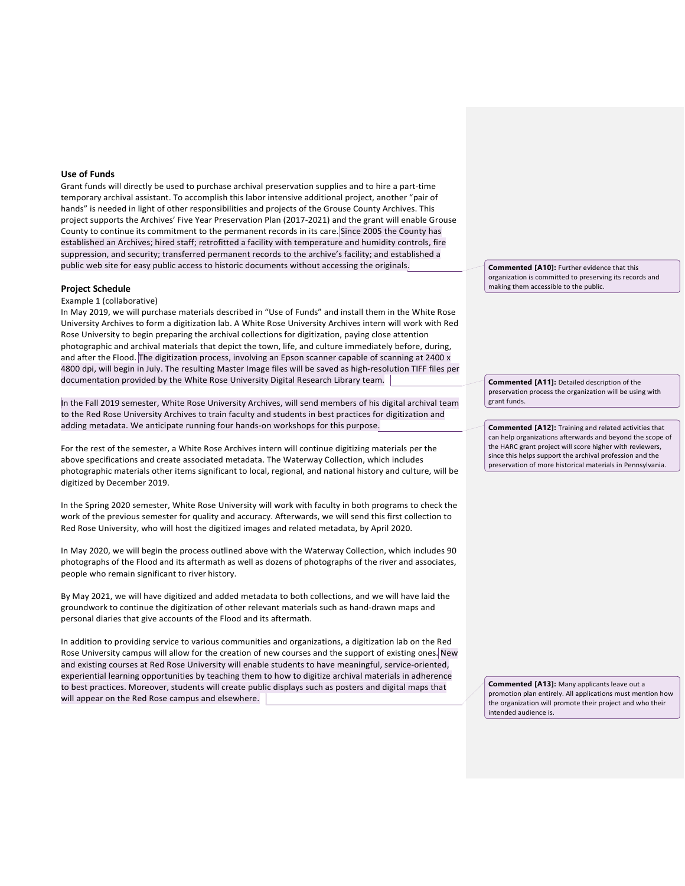## Use of Funds

Grant funds will directly be used to purchase archival preservation supplies and to hire a part-time temporary archival assistant. To accomplish this labor intensive additional project, another "pair of hands" is needed in light of other responsibilities and projects of the Grouse County Archives. This project supports the Archives' Five Year Preservation Plan (2017-2021) and the grant will enable Grouse County to continue its commitment to the permanent records in its care. Since 2005 the County has established an Archives; hired staff; retrofitted a facility with temperature and humidity controls, fire suppression, and security; transferred permanent records to the archive's facility; and established a public web site for easy public access to historic documents without accessing the originals.

**Commented [A10]:** Further evidence that this organization is committed to preserving its records and making them accessible to the public.

## Project Schedule

Example 1 (collaborative)

In May 2019, we will purchase materials described in "Use of Funds" and install them in the White Rose University Archives to form a digitization lab. A White Rose University Archives intern will work with Red Rose University to begin preparing the archival collections for digitization, paying close attention photographic and archival materials that depict the town, life, and culture immediately before, during, and after the Flood. The digitization process, involving an Epson scanner capable of scanning at 2400 x 4800 dpi, will begin in July. The resulting Master Image files will be saved as high-resolution TIFF files per documentation provided by the White Rose University Digital Research Library team.

**Commented [A11]:** Detailed description of the preservation process the organization will be using with grant funds.

In the Fall 2019 semester, White Rose University Archives, will send members of his digital archival team to the Red Rose University Archives to train faculty and students in best practices for digitization and adding metadata. We anticipate running four hands-on workshops for this purpose.

**Commented [A12]:** Training and related activities that can help organizations afterwards and beyond the scope of the HARC grant project will score higher with reviewers, since this helps support the archival profession and the preservation of more historical materials in Pennsylvania.

For the rest of the semester, a White Rose Archives intern will continue digitizing materials per the above specifications and create associated metadata. The Waterway Collection, which includes photographic materials other items significant to local, regional, and national history and culture, will be digitized by December 2019.

In the Spring 2020 semester, White Rose University will work with faculty in both programs to check the work of the previous semester for quality and accuracy. Afterwards, we will send this first collection to Red Rose University, who will host the digitized images and related metadata, by April 2020.

In May 2020, we will begin the process outlined above with the Waterway Collection, which includes 90 photographs of the Flood and its aftermath as well as dozens of photographs of the river and associates, people who remain significant to river history.

By May 2021, we will have digitized and added metadata to both collections, and we will have laid the groundwork to continue the digitization of other relevant materials such as hand-drawn maps and personal diaries that give accounts of the Flood and its aftermath.

In addition to providing service to various communities and organizations, a digitization lab on the Red Rose University campus will allow for the creation of new courses and the support of existing ones. New and existing courses at Red Rose University will enable students to have meaningful, service-oriented, experiential learning opportunities by teaching them to how to digitize archival materials in adherence to best practices. Moreover, students will create public displays such as posters and digital maps that will appear on the Red Rose campus and elsewhere.

**Commented [A13]:** Many applicants leave out a promotion plan entirely. All applications must mention how the organization will promote their project and who their intended audience is.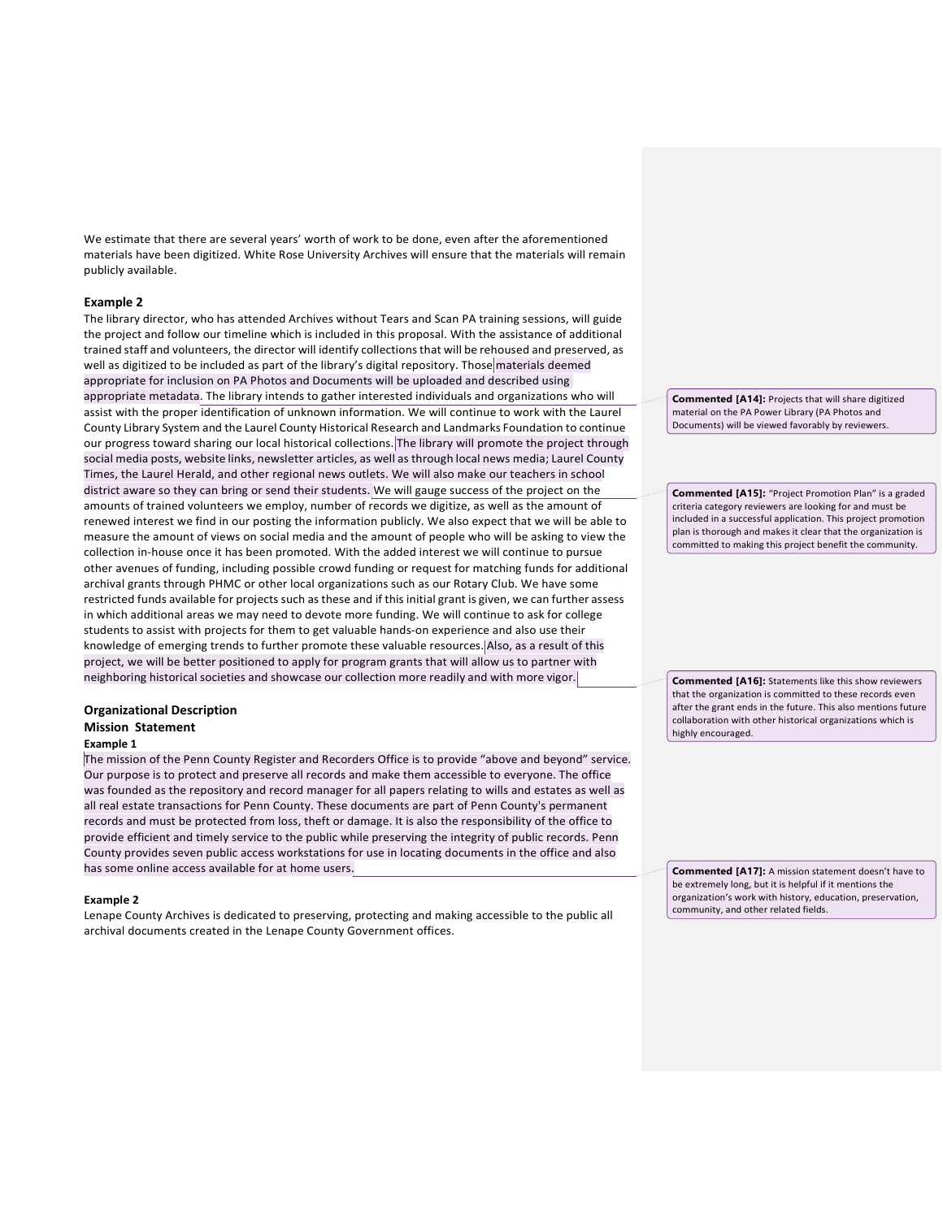We estimate that there are several years' worth of work to be done, even after the aforementioned materials have been digitized. White Rose University Archives will ensure that the materials will remain publicly available.

### Example 2

The library director, who has attended Archives without Tears and Scan PA training sessions, will guide the project and follow our timeline which is included in this proposal. With the assistance of additional trained staff and volunteers, the director will identify collections that will be rehoused and preserved, as well as digitized to be included as part of the library's digital repository. Those materials deemed appropriate for inclusion on PA Photos and Documents will be uploaded and described using appropriate metadata. The library intends to gather interested individuals and organizations who will assist with the proper identification of unknown information. We will continue to work with the Laurel County Library System and the Laurel County Historical Research and Landmarks Foundation to continue our progress toward sharing our local historical collections. The library will promote the project through social media posts, website links, newsletter articles, as well as through local news media; Laurel County Times, the Laurel Herald, and other regional news outlets. We will also make our teachers in school district aware so they can bring or send their students. We will gauge success of the project on the amounts of trained volunteers we employ, number of records we digitize, as well as the amount of renewed interest we find in our posting the information publicly. We also expect that we will be able to measure the amount of views on social media and the amount of people who will be asking to view the collection in-house once it has been promoted. With the added interest we will continue to pursue other avenues of funding, including possible crowd funding or request for matching funds for additional archival grants through PHMC or other local organizations such as our Rotary Club. We have some restricted funds available for projects such as these and if this initial grant is given, we can further assess in which additional areas we may need to devote more funding. We will continue to ask for college students to assist with projects for them to get valuable hands-on experience and also use their knowledge of emerging trends to further promote these valuable resources. Also, as a result of this project, we will be better positioned to apply for program grants that will allow us to partner with neighboring historical societies and showcase our collection more readily and with more vigor.

> **Commented [A14]:** Projects that will share digitized material on the PA Power Library (PA Photos and Documents) will be viewed favorably by reviewers.

> **Commented [A15]:** "Project Promotion Plan" is a graded criteria category reviewers are looking for and must be included in a successful application. This project promotion plan is thorough and makes it clear that the organization is committed to making this project benefit the community.

> **Commented [A16]:** Statements like this show reviewers that the organization is committed to these records even after the grant ends in the future. This also mentions future collaboration with other historical organizations which is highly encouraged.

## Organizational Description

## Mission Statement

#### Example 1

The mission of the Penn County Register and Recorders Office is to provide "above and beyond" service. Our purpose is to protect and preserve all records and make them accessible to everyone. The office was founded as the repository and record manager for all papers relating to wills and estates as well as all real estate transactions for Penn County. These documents are part of Penn County's permanent records and must be protected from loss, theft or damage. It is also the responsibility of the office to provide efficient and timely service to the public while preserving the integrity of public records. Penn County provides seven public access workstations for use in locating documents in the office and also has some online access available for at home users.

> **Commented [A17]:** A mission statement doesn't have to be extremely long, but it is helpful if it mentions the organization's work with history, education, preservation, community, and other related fields.

#### Example 2

Lenape County Archives is dedicated to preserving, protecting and making accessible to the public all archival documents created in the Lenape County Government offices.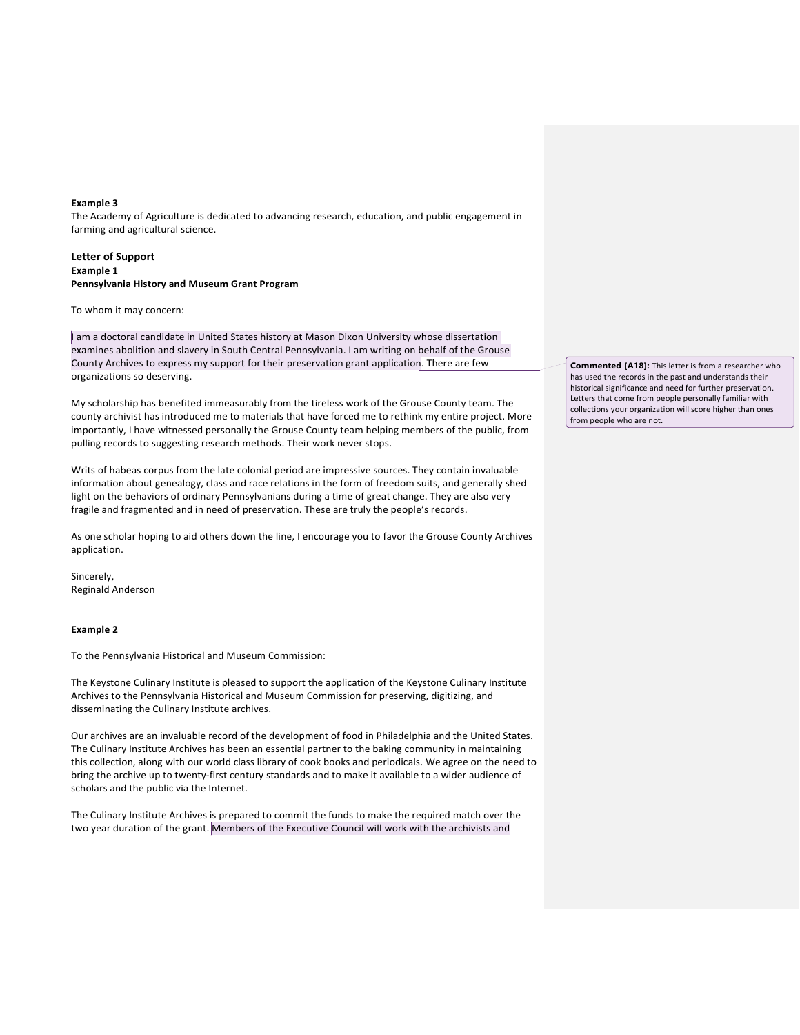**Example 3**
The Academy of Agriculture is dedicated to advancing research, education, and public engagement in farming and agricultural science.

## Letter of Support

**Example 1**
**Pennsylvania History and Museum Grant Program**

To whom it may concern:

I am a doctoral candidate in United States history at Mason Dixon University whose dissertation examines abolition and slavery in South Central Pennsylvania. I am writing on behalf of the Grouse County Archives to express my support for their preservation grant application. There are few organizations so deserving.

> **Commented [A18]:** This letter is from a researcher who has used the records in the past and understands their historical significance and need for further preservation. Letters that come from people personally familiar with collections your organization will score higher than ones from people who are not.

My scholarship has benefited immeasurably from the tireless work of the Grouse County team. The county archivist has introduced me to materials that have forced me to rethink my entire project. More importantly, I have witnessed personally the Grouse County team helping members of the public, from pulling records to suggesting research methods. Their work never stops.

Writs of habeas corpus from the late colonial period are impressive sources. They contain invaluable information about genealogy, class and race relations in the form of freedom suits, and generally shed light on the behaviors of ordinary Pennsylvanians during a time of great change. They are also very fragile and fragmented and in need of preservation. These are truly the people's records.

As one scholar hoping to aid others down the line, I encourage you to favor the Grouse County Archives application.

Sincerely,
Reginald Anderson

**Example 2**

To the Pennsylvania Historical and Museum Commission:

The Keystone Culinary Institute is pleased to support the application of the Keystone Culinary Institute Archives to the Pennsylvania Historical and Museum Commission for preserving, digitizing, and disseminating the Culinary Institute archives.

Our archives are an invaluable record of the development of food in Philadelphia and the United States. The Culinary Institute Archives has been an essential partner to the baking community in maintaining this collection, along with our world class library of cook books and periodicals. We agree on the need to bring the archive up to twenty-first century standards and to make it available to a wider audience of scholars and the public via the Internet.

The Culinary Institute Archives is prepared to commit the funds to make the required match over the two year duration of the grant. Members of the Executive Council will work with the archivists and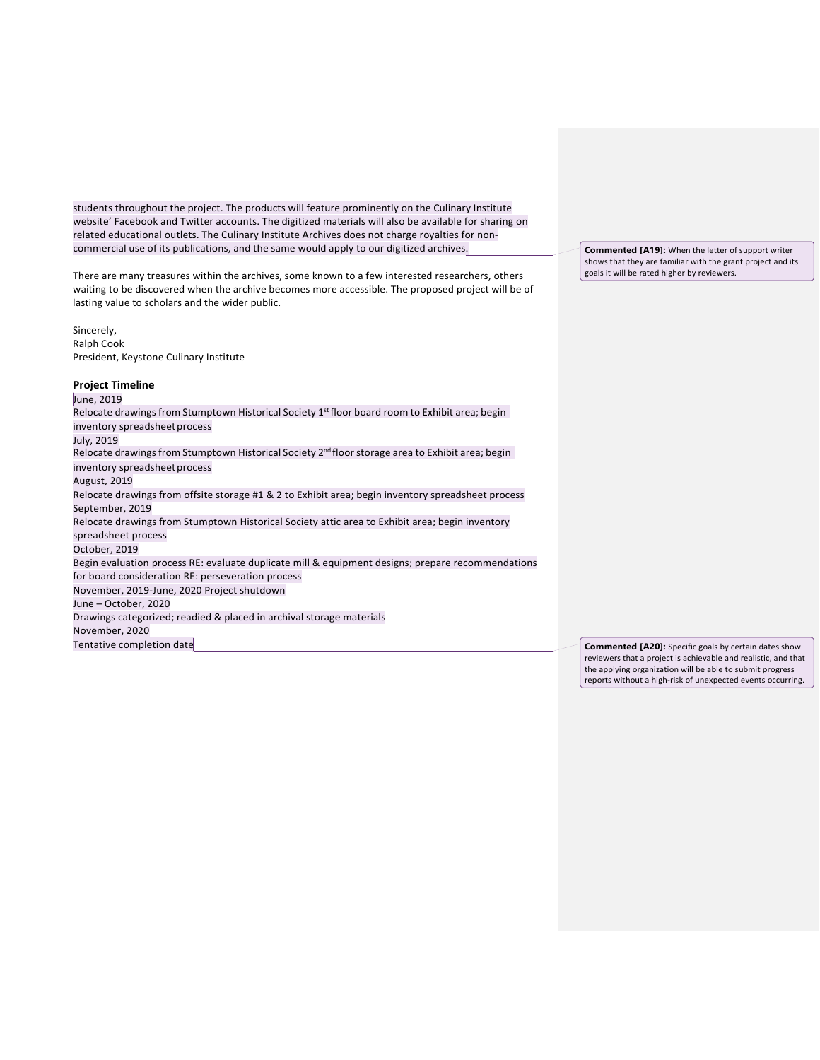students throughout the project. The products will feature prominently on the Culinary Institute website' Facebook and Twitter accounts. The digitized materials will also be available for sharing on related educational outlets. The Culinary Institute Archives does not charge royalties for non-commercial use of its publications, and the same would apply to our digitized archives.

**Commented [A19]:** When the letter of support writer shows that they are familiar with the grant project and its goals it will be rated higher by reviewers.

There are many treasures within the archives, some known to a few interested researchers, others waiting to be discovered when the archive becomes more accessible. The proposed project will be of lasting value to scholars and the wider public.

Sincerely,
Ralph Cook
President, Keystone Culinary Institute

**Project Timeline**

June, 2019
Relocate drawings from Stumptown Historical Society 1st floor board room to Exhibit area; begin inventory spreadsheet process
July, 2019
Relocate drawings from Stumptown Historical Society 2nd floor storage area to Exhibit area; begin inventory spreadsheet process
August, 2019
Relocate drawings from offsite storage #1 & 2 to Exhibit area; begin inventory spreadsheet process
September, 2019
Relocate drawings from Stumptown Historical Society attic area to Exhibit area; begin inventory spreadsheet process
October, 2019
Begin evaluation process RE: evaluate duplicate mill & equipment designs; prepare recommendations for board consideration RE: perseveration process
November, 2019-June, 2020 Project shutdown
June – October, 2020
Drawings categorized; readied & placed in archival storage materials
November, 2020
Tentative completion date

**Commented [A20]:** Specific goals by certain dates show reviewers that a project is achievable and realistic, and that the applying organization will be able to submit progress reports without a high-risk of unexpected events occurring.